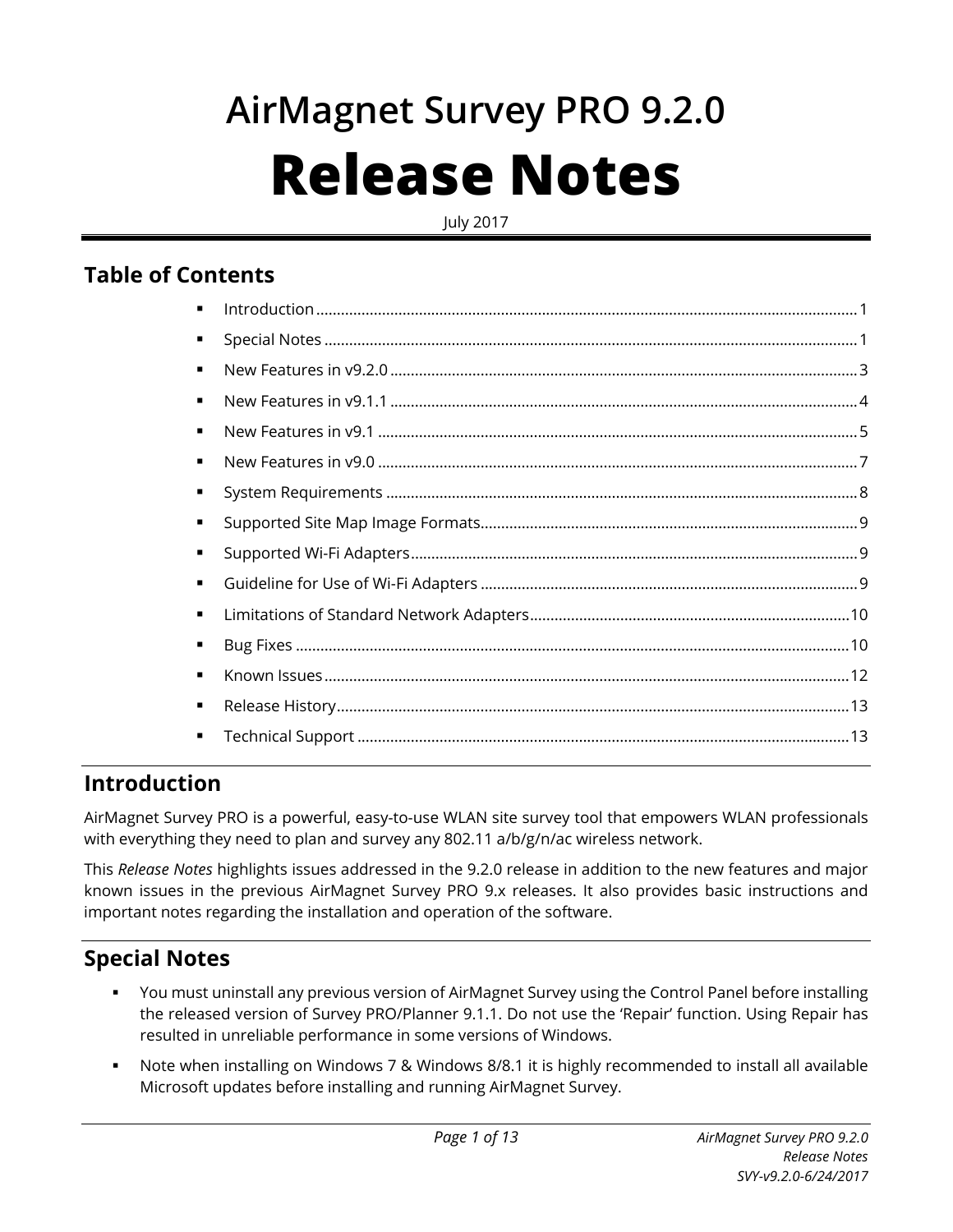# AirMagnet Survey PRO 9.2.0

# Release Notes

July 2017

## Table of Contents

- Introduction ........ 1
- Special Notes ........ 1
- New Features in v9.2.0 ........ 3
- New Features in v9.1.1 ........ 4
- New Features in v9.1 ........ 5
- New Features in v9.0 ........ 7
- System Requirements ........ 8
- Supported Site Map Image Formats ........ 9
- Supported Wi-Fi Adapters ........ 9
- Guideline for Use of Wi-Fi Adapters ........ 9
- Limitations of Standard Network Adapters ........ 10
- Bug Fixes ........ 10
- Known Issues ........ 12
- Release History ........ 13
- Technical Support ........ 13

## Introduction

AirMagnet Survey PRO is a powerful, easy-to-use WLAN site survey tool that empowers WLAN professionals with everything they need to plan and survey any 802.11 a/b/g/n/ac wireless network.

This *Release Notes* highlights issues addressed in the 9.2.0 release in addition to the new features and major known issues in the previous AirMagnet Survey PRO 9.x releases. It also provides basic instructions and important notes regarding the installation and operation of the software.

## Special Notes

- You must uninstall any previous version of AirMagnet Survey using the Control Panel before installing the released version of Survey PRO/Planner 9.1.1. Do not use the 'Repair' function. Using Repair has resulted in unreliable performance in some versions of Windows.
- Note when installing on Windows 7 & Windows 8/8.1 it is highly recommended to install all available Microsoft updates before installing and running AirMagnet Survey.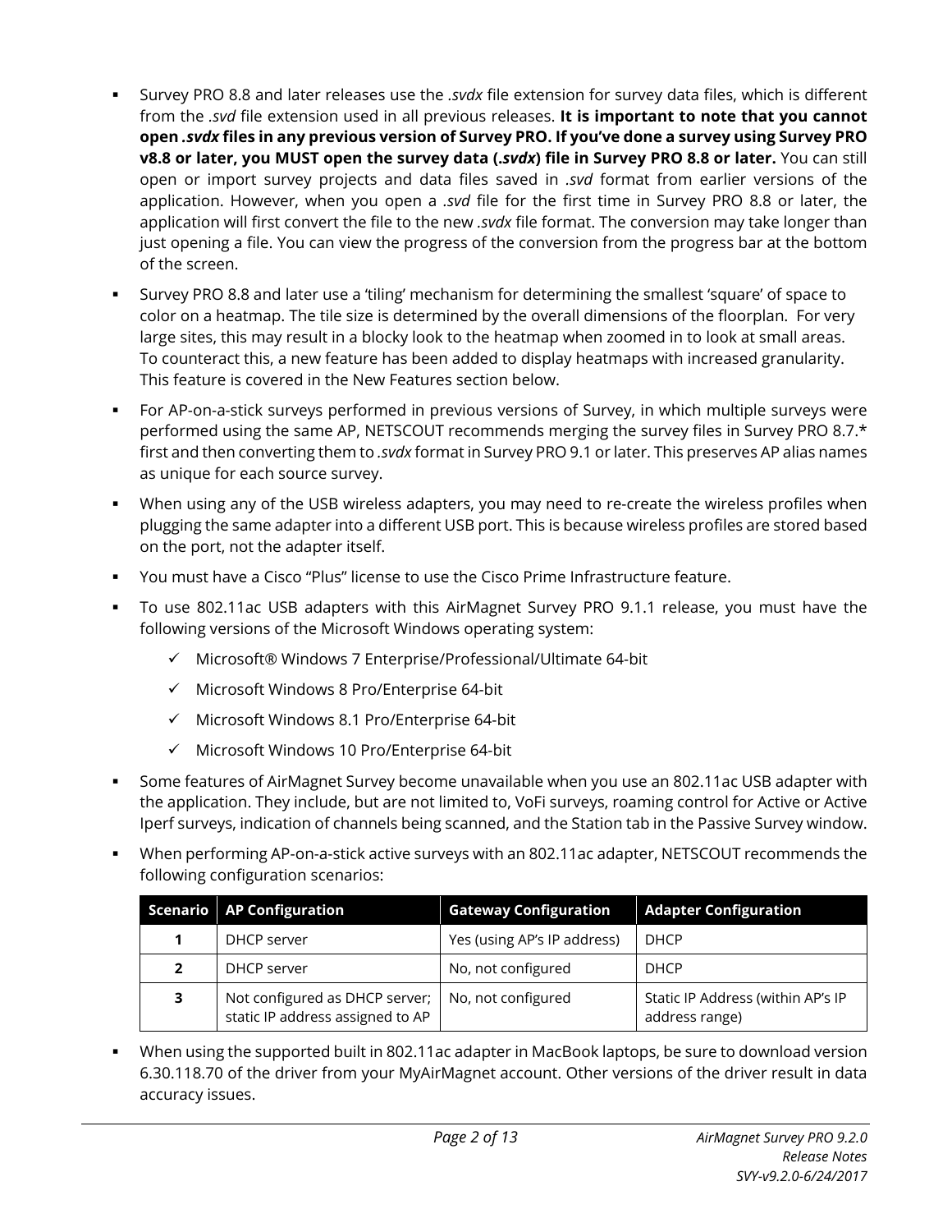- Survey PRO 8.8 and later releases use the *.svdx* file extension for survey data files, which is different from the *.svd* file extension used in all previous releases. **It is important to note that you cannot open *.svdx* files in any previous version of Survey PRO. If you've done a survey using Survey PRO v8.8 or later, you MUST open the survey data (*.svdx*) file in Survey PRO 8.8 or later.** You can still open or import survey projects and data files saved in *.svd* format from earlier versions of the application. However, when you open a *.svd* file for the first time in Survey PRO 8.8 or later, the application will first convert the file to the new *.svdx* file format. The conversion may take longer than just opening a file. You can view the progress of the conversion from the progress bar at the bottom of the screen.

- Survey PRO 8.8 and later use a 'tiling' mechanism for determining the smallest 'square' of space to color on a heatmap. The tile size is determined by the overall dimensions of the floorplan. For very large sites, this may result in a blocky look to the heatmap when zoomed in to look at small areas. To counteract this, a new feature has been added to display heatmaps with increased granularity. This feature is covered in the New Features section below.

- For AP-on-a-stick surveys performed in previous versions of Survey, in which multiple surveys were performed using the same AP, NETSCOUT recommends merging the survey files in Survey PRO 8.7.* first and then converting them to *.svdx* format in Survey PRO 9.1 or later. This preserves AP alias names as unique for each source survey.

- When using any of the USB wireless adapters, you may need to re-create the wireless profiles when plugging the same adapter into a different USB port. This is because wireless profiles are stored based on the port, not the adapter itself.

- You must have a Cisco "Plus" license to use the Cisco Prime Infrastructure feature.

- To use 802.11ac USB adapters with this AirMagnet Survey PRO 9.1.1 release, you must have the following versions of the Microsoft Windows operating system:
  - ✓ Microsoft® Windows 7 Enterprise/Professional/Ultimate 64-bit
  - ✓ Microsoft Windows 8 Pro/Enterprise 64-bit
  - ✓ Microsoft Windows 8.1 Pro/Enterprise 64-bit
  - ✓ Microsoft Windows 10 Pro/Enterprise 64-bit

- Some features of AirMagnet Survey become unavailable when you use an 802.11ac USB adapter with the application. They include, but are not limited to, VoFi surveys, roaming control for Active or Active Iperf surveys, indication of channels being scanned, and the Station tab in the Passive Survey window.

- When performing AP-on-a-stick active surveys with an 802.11ac adapter, NETSCOUT recommends the following configuration scenarios:

| Scenario | AP Configuration | Gateway Configuration | Adapter Configuration |
| --- | --- | --- | --- |
| **1** | DHCP server | Yes (using AP's IP address) | DHCP |
| **2** | DHCP server | No, not configured | DHCP |
| **3** | Not configured as DHCP server; static IP address assigned to AP | No, not configured | Static IP Address (within AP's IP address range) |

- When using the supported built in 802.11ac adapter in MacBook laptops, be sure to download version 6.30.118.70 of the driver from your MyAirMagnet account. Other versions of the driver result in data accuracy issues.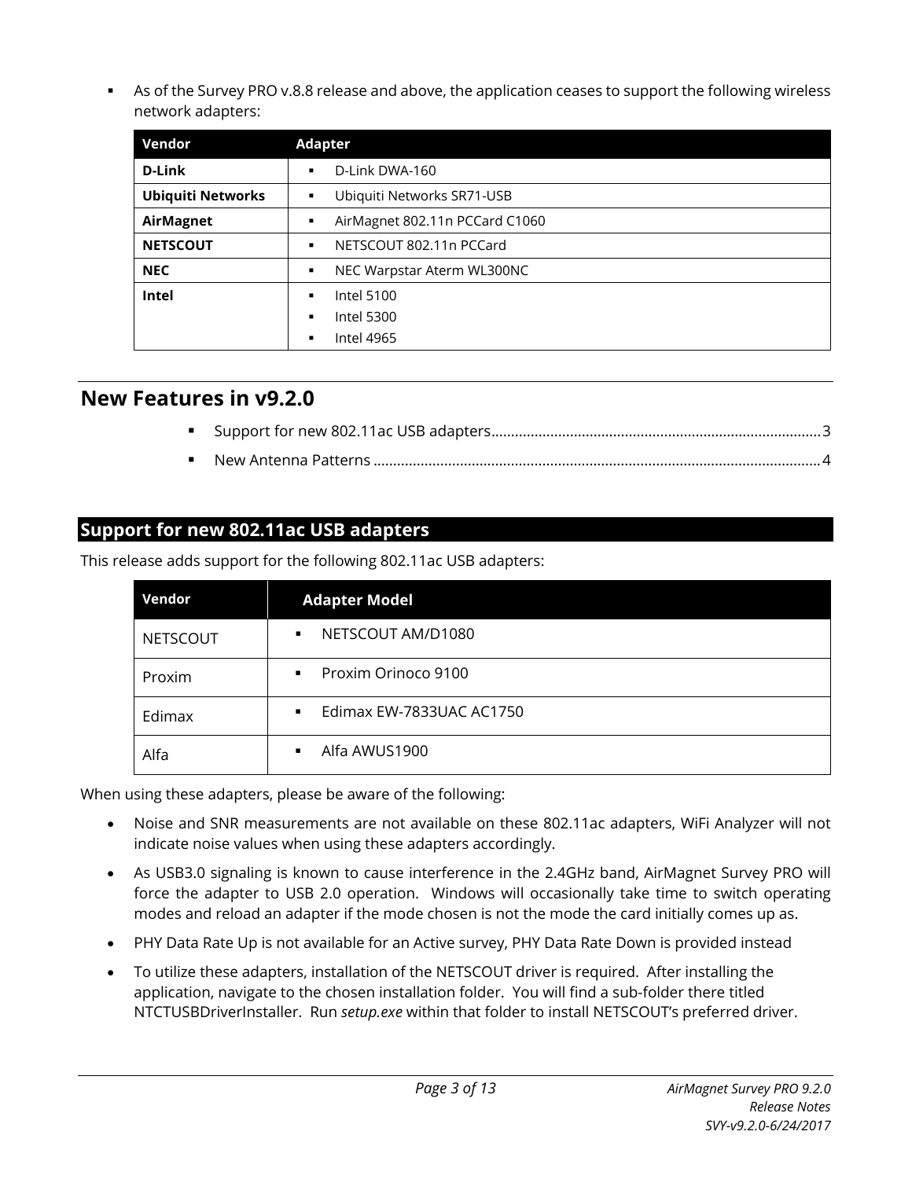- As of the Survey PRO v.8.8 release and above, the application ceases to support the following wireless network adapters:

| Vendor | Adapter |
| --- | --- |
| **D-Link** | ▪ D-Link DWA-160 |
| **Ubiquiti Networks** | ▪ Ubiquiti Networks SR71-USB |
| **AirMagnet** | ▪ AirMagnet 802.11n PCCard C1060 |
| **NETSCOUT** | ▪ NETSCOUT 802.11n PCCard |
| **NEC** | ▪ NEC Warpstar Aterm WL300NC |
| **Intel** | ▪ Intel 5100<br>▪ Intel 5300<br>▪ Intel 4965 |

# New Features in v9.2.0

- Support for new 802.11ac USB adapters ........................................ 3
- New Antenna Patterns ........................................ 4

## Support for new 802.11ac USB adapters

This release adds support for the following 802.11ac USB adapters:

| Vendor | Adapter Model |
| --- | --- |
| NETSCOUT | ▪ NETSCOUT AM/D1080 |
| Proxim | ▪ Proxim Orinoco 9100 |
| Edimax | ▪ Edimax EW-7833UAC AC1750 |
| Alfa | ▪ Alfa AWUS1900 |

When using these adapters, please be aware of the following:

- Noise and SNR measurements are not available on these 802.11ac adapters, WiFi Analyzer will not indicate noise values when using these adapters accordingly.
- As USB3.0 signaling is known to cause interference in the 2.4GHz band, AirMagnet Survey PRO will force the adapter to USB 2.0 operation. Windows will occasionally take time to switch operating modes and reload an adapter if the mode chosen is not the mode the card initially comes up as.
- PHY Data Rate Up is not available for an Active survey, PHY Data Rate Down is provided instead
- To utilize these adapters, installation of the NETSCOUT driver is required. After installing the application, navigate to the chosen installation folder. You will find a sub-folder there titled NTCTUSBDriverInstaller. Run *setup.exe* within that folder to install NETSCOUT's preferred driver.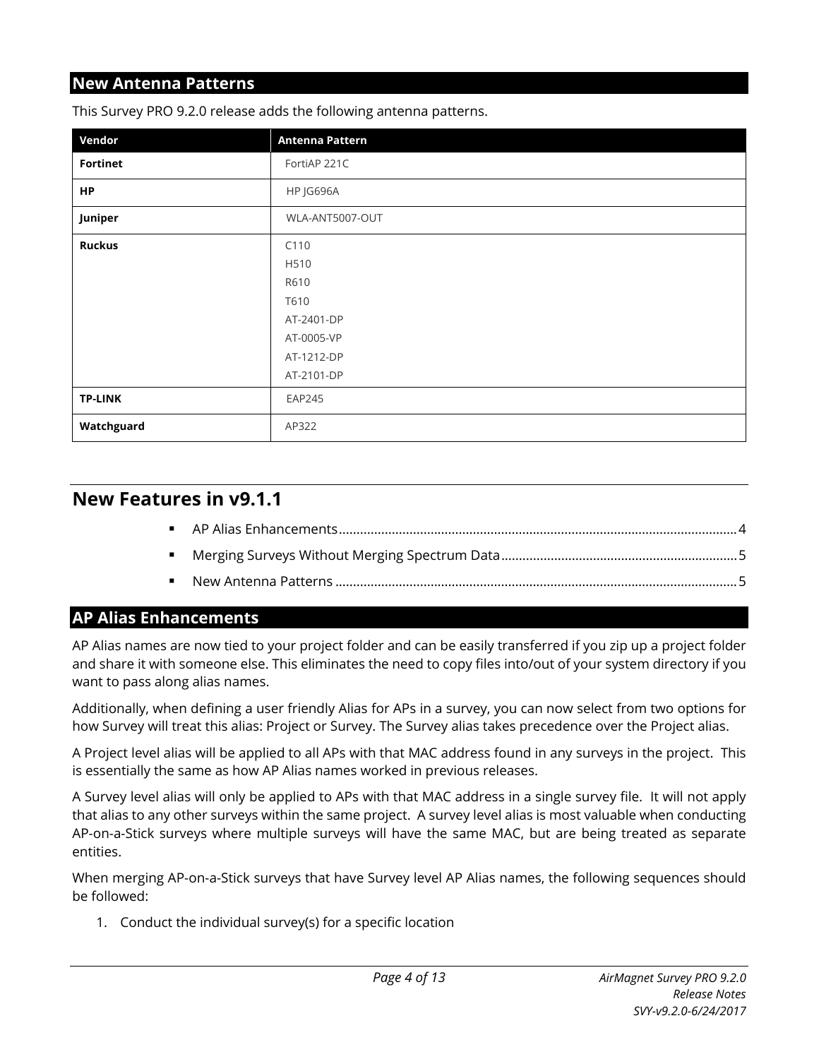### New Antenna Patterns

This Survey PRO 9.2.0 release adds the following antenna patterns.

| Vendor | Antenna Pattern |
|---|---|
| **Fortinet** | FortiAP 221C |
| **HP** | HP JG696A |
| **Juniper** | WLA-ANT5007-OUT |
| **Ruckus** | C110<br>H510<br>R610<br>T610<br>AT-2401-DP<br>AT-0005-VP<br>AT-1212-DP<br>AT-2101-DP |
| **TP-LINK** | EAP245 |
| **Watchguard** | AP322 |

## New Features in v9.1.1

- AP Alias Enhancements ........ 4
- Merging Surveys Without Merging Spectrum Data ........ 5
- New Antenna Patterns ........ 5

### AP Alias Enhancements

AP Alias names are now tied to your project folder and can be easily transferred if you zip up a project folder and share it with someone else. This eliminates the need to copy files into/out of your system directory if you want to pass along alias names.

Additionally, when defining a user friendly Alias for APs in a survey, you can now select from two options for how Survey will treat this alias: Project or Survey. The Survey alias takes precedence over the Project alias.

A Project level alias will be applied to all APs with that MAC address found in any surveys in the project. This is essentially the same as how AP Alias names worked in previous releases.

A Survey level alias will only be applied to APs with that MAC address in a single survey file. It will not apply that alias to any other surveys within the same project. A survey level alias is most valuable when conducting AP-on-a-Stick surveys where multiple surveys will have the same MAC, but are being treated as separate entities.

When merging AP-on-a-Stick surveys that have Survey level AP Alias names, the following sequences should be followed:

1. Conduct the individual survey(s) for a specific location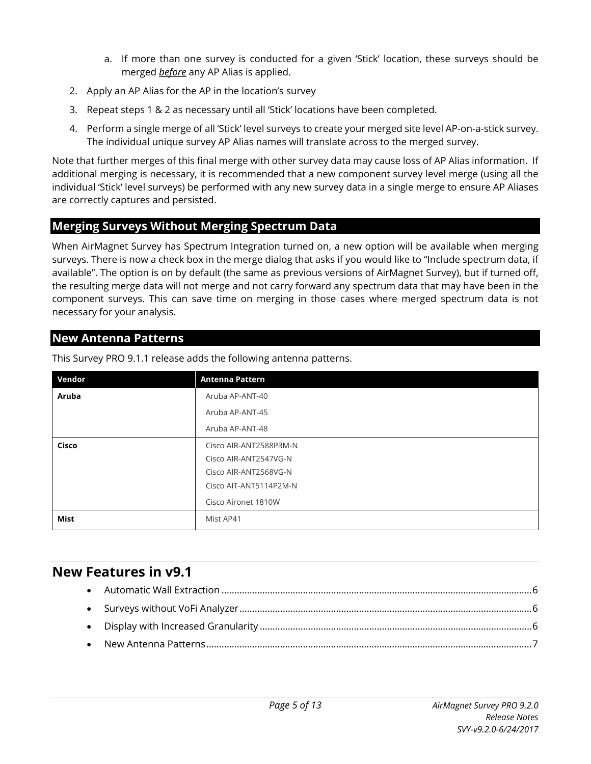a. If more than one survey is conducted for a given 'Stick' location, these surveys should be merged ***before*** any AP Alias is applied.

2. Apply an AP Alias for the AP in the location's survey
3. Repeat steps 1 & 2 as necessary until all 'Stick' locations have been completed.
4. Perform a single merge of all 'Stick' level surveys to create your merged site level AP-on-a-stick survey. The individual unique survey AP Alias names will translate across to the merged survey.

Note that further merges of this final merge with other survey data may cause loss of AP Alias information. If additional merging is necessary, it is recommended that a new component survey level merge (using all the individual 'Stick' level surveys) be performed with any new survey data in a single merge to ensure AP Aliases are correctly captures and persisted.

## Merging Surveys Without Merging Spectrum Data

When AirMagnet Survey has Spectrum Integration turned on, a new option will be available when merging surveys. There is now a check box in the merge dialog that asks if you would like to "Include spectrum data, if available". The option is on by default (the same as previous versions of AirMagnet Survey), but if turned off, the resulting merge data will not merge and not carry forward any spectrum data that may have been in the component surveys. This can save time on merging in those cases where merged spectrum data is not necessary for your analysis.

## New Antenna Patterns

This Survey PRO 9.1.1 release adds the following antenna patterns.

| Vendor | Antenna Pattern |
|---|---|
| **Aruba** | Aruba AP-ANT-40<br>Aruba AP-ANT-45<br>Aruba AP-ANT-48 |
| **Cisco** | Cisco AIR-ANT2588P3M-N<br>Cisco AIR-ANT2547VG-N<br>Cisco AIR-ANT2568VG-N<br>Cisco AIT-ANT5114P2M-N<br>Cisco Aironet 1810W |
| **Mist** | Mist AP41 |

# New Features in v9.1

- Automatic Wall Extraction ........................................................................................................6
- Surveys without VoFi Analyzer ..................................................................................................6
- Display with Increased Granularity ...........................................................................................6
- New Antenna Patterns ...............................................................................................................7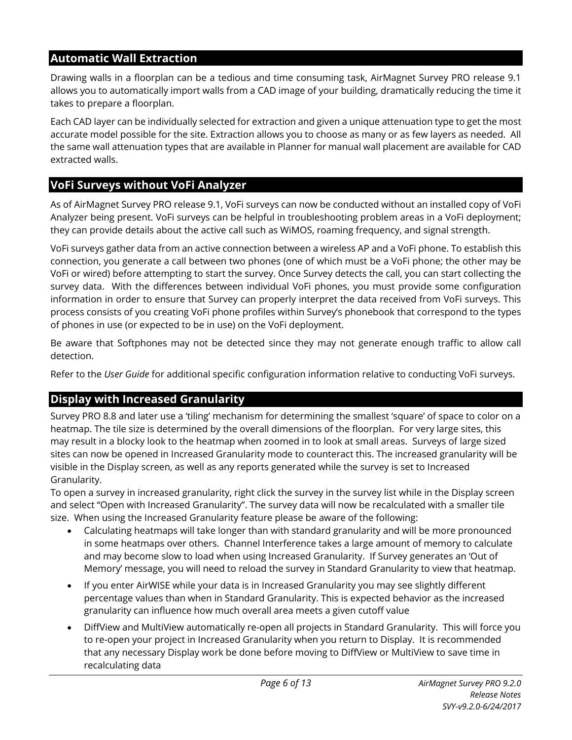## Automatic Wall Extraction

Drawing walls in a floorplan can be a tedious and time consuming task, AirMagnet Survey PRO release 9.1 allows you to automatically import walls from a CAD image of your building, dramatically reducing the time it takes to prepare a floorplan.

Each CAD layer can be individually selected for extraction and given a unique attenuation type to get the most accurate model possible for the site. Extraction allows you to choose as many or as few layers as needed. All the same wall attenuation types that are available in Planner for manual wall placement are available for CAD extracted walls.

## VoFi Surveys without VoFi Analyzer

As of AirMagnet Survey PRO release 9.1, VoFi surveys can now be conducted without an installed copy of VoFi Analyzer being present. VoFi surveys can be helpful in troubleshooting problem areas in a VoFi deployment; they can provide details about the active call such as WiMOS, roaming frequency, and signal strength.

VoFi surveys gather data from an active connection between a wireless AP and a VoFi phone. To establish this connection, you generate a call between two phones (one of which must be a VoFi phone; the other may be VoFi or wired) before attempting to start the survey. Once Survey detects the call, you can start collecting the survey data. With the differences between individual VoFi phones, you must provide some configuration information in order to ensure that Survey can properly interpret the data received from VoFi surveys. This process consists of you creating VoFi phone profiles within Survey's phonebook that correspond to the types of phones in use (or expected to be in use) on the VoFi deployment.

Be aware that Softphones may not be detected since they may not generate enough traffic to allow call detection.

Refer to the *User Guide* for additional specific configuration information relative to conducting VoFi surveys.

## Display with Increased Granularity

Survey PRO 8.8 and later use a 'tiling' mechanism for determining the smallest 'square' of space to color on a heatmap. The tile size is determined by the overall dimensions of the floorplan. For very large sites, this may result in a blocky look to the heatmap when zoomed in to look at small areas. Surveys of large sized sites can now be opened in Increased Granularity mode to counteract this. The increased granularity will be visible in the Display screen, as well as any reports generated while the survey is set to Increased Granularity.

To open a survey in increased granularity, right click the survey in the survey list while in the Display screen and select "Open with Increased Granularity". The survey data will now be recalculated with a smaller tile size. When using the Increased Granularity feature please be aware of the following:

- Calculating heatmaps will take longer than with standard granularity and will be more pronounced in some heatmaps over others. Channel Interference takes a large amount of memory to calculate and may become slow to load when using Increased Granularity. If Survey generates an 'Out of Memory' message, you will need to reload the survey in Standard Granularity to view that heatmap.
- If you enter AirWISE while your data is in Increased Granularity you may see slightly different percentage values than when in Standard Granularity. This is expected behavior as the increased granularity can influence how much overall area meets a given cutoff value
- DiffView and MultiView automatically re-open all projects in Standard Granularity. This will force you to re-open your project in Increased Granularity when you return to Display. It is recommended that any necessary Display work be done before moving to DiffView or MultiView to save time in recalculating data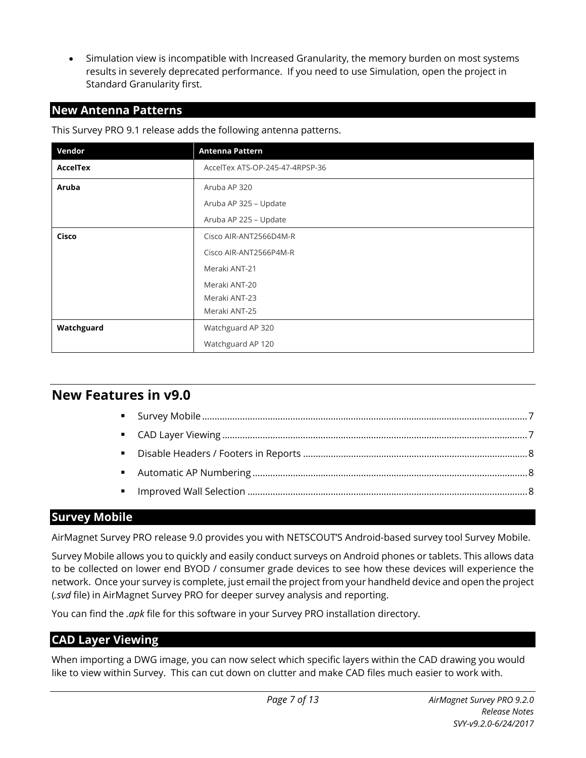- Simulation view is incompatible with Increased Granularity, the memory burden on most systems results in severely deprecated performance.  If you need to use Simulation, open the project in Standard Granularity first.

## New Antenna Patterns

This Survey PRO 9.1 release adds the following antenna patterns.

| Vendor | Antenna Pattern |
| --- | --- |
| **AccelTex** | AccelTex ATS-OP-245-47-4RPSP-36 |
| **Aruba** | Aruba AP 320<br>Aruba AP 325 – Update<br>Aruba AP 225 – Update |
| **Cisco** | Cisco AIR-ANT2566D4M-R<br>Cisco AIR-ANT2566P4M-R<br>Meraki ANT-21<br>Meraki ANT-20<br>Meraki ANT-23<br>Meraki ANT-25 |
| **Watchguard** | Watchguard AP 320<br>Watchguard AP 120 |

# New Features in v9.0

- Survey Mobile ... 7
- CAD Layer Viewing ... 7
- Disable Headers / Footers in Reports ... 8
- Automatic AP Numbering ... 8
- Improved Wall Selection ... 8

## Survey Mobile

AirMagnet Survey PRO release 9.0 provides you with NETSCOUT'S Android-based survey tool Survey Mobile.

Survey Mobile allows you to quickly and easily conduct surveys on Android phones or tablets. This allows data to be collected on lower end BYOD / consumer grade devices to see how these devices will experience the network.  Once your survey is complete, just email the project from your handheld device and open the project (*.svd* file) in AirMagnet Survey PRO for deeper survey analysis and reporting.

You can find the *.apk* file for this software in your Survey PRO installation directory.

## CAD Layer Viewing

When importing a DWG image, you can now select which specific layers within the CAD drawing you would like to view within Survey.  This can cut down on clutter and make CAD files much easier to work with.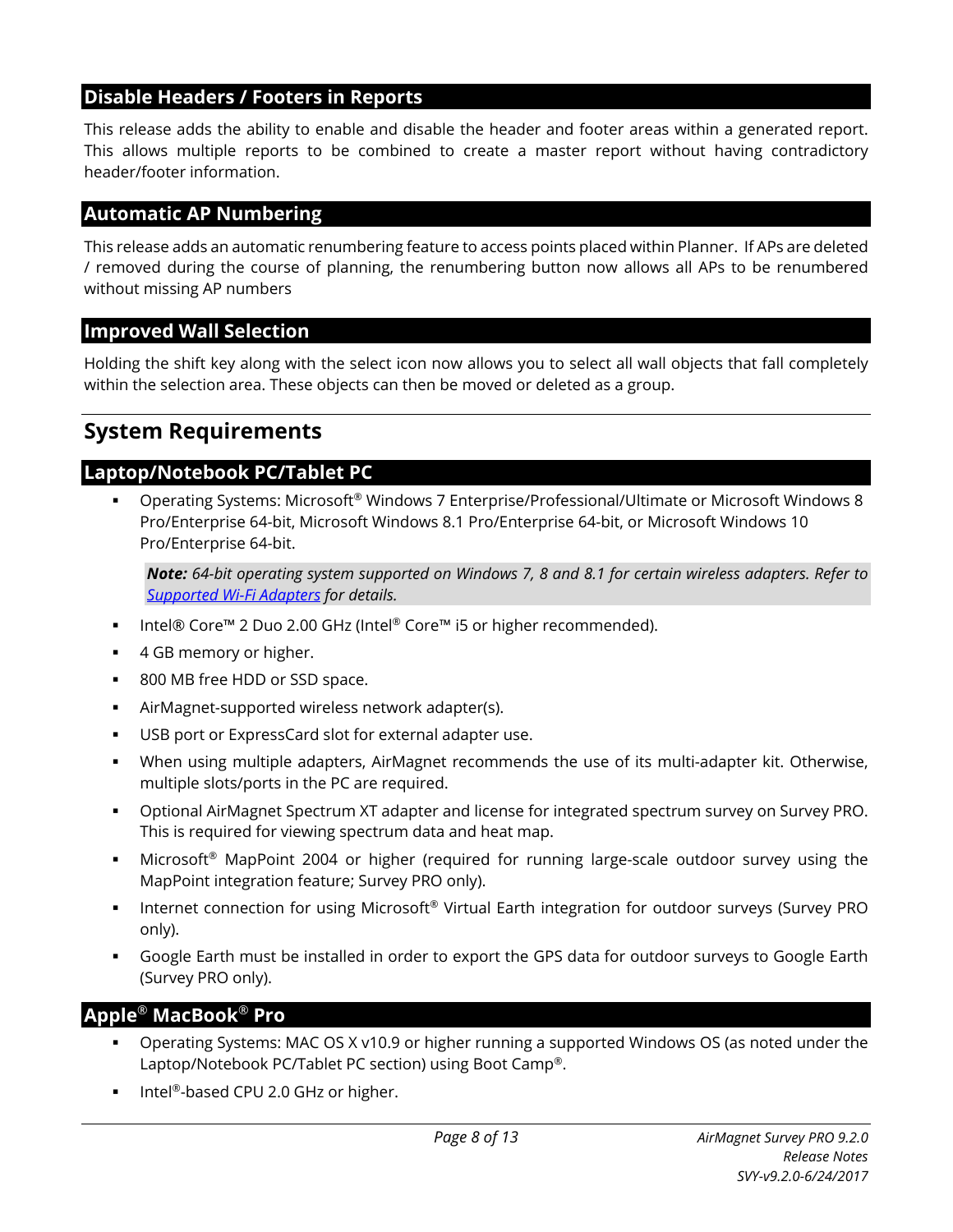### Disable Headers / Footers in Reports

This release adds the ability to enable and disable the header and footer areas within a generated report. This allows multiple reports to be combined to create a master report without having contradictory header/footer information.

### Automatic AP Numbering

This release adds an automatic renumbering feature to access points placed within Planner. If APs are deleted / removed during the course of planning, the renumbering button now allows all APs to be renumbered without missing AP numbers

### Improved Wall Selection

Holding the shift key along with the select icon now allows you to select all wall objects that fall completely within the selection area. These objects can then be moved or deleted as a group.

## System Requirements

### Laptop/Notebook PC/Tablet PC

- Operating Systems: Microsoft® Windows 7 Enterprise/Professional/Ultimate or Microsoft Windows 8 Pro/Enterprise 64-bit, Microsoft Windows 8.1 Pro/Enterprise 64-bit, or Microsoft Windows 10 Pro/Enterprise 64-bit.

  > ***Note:*** *64-bit operating system supported on Windows 7, 8 and 8.1 for certain wireless adapters. Refer to [Supported Wi-Fi Adapters](#) for details.*

- Intel® Core™ 2 Duo 2.00 GHz (Intel® Core™ i5 or higher recommended).
- 4 GB memory or higher.
- 800 MB free HDD or SSD space.
- AirMagnet-supported wireless network adapter(s).
- USB port or ExpressCard slot for external adapter use.
- When using multiple adapters, AirMagnet recommends the use of its multi-adapter kit. Otherwise, multiple slots/ports in the PC are required.
- Optional AirMagnet Spectrum XT adapter and license for integrated spectrum survey on Survey PRO. This is required for viewing spectrum data and heat map.
- Microsoft® MapPoint 2004 or higher (required for running large-scale outdoor survey using the MapPoint integration feature; Survey PRO only).
- Internet connection for using Microsoft® Virtual Earth integration for outdoor surveys (Survey PRO only).
- Google Earth must be installed in order to export the GPS data for outdoor surveys to Google Earth (Survey PRO only).

### Apple® MacBook® Pro

- Operating Systems: MAC OS X v10.9 or higher running a supported Windows OS (as noted under the Laptop/Notebook PC/Tablet PC section) using Boot Camp®.
- Intel®-based CPU 2.0 GHz or higher.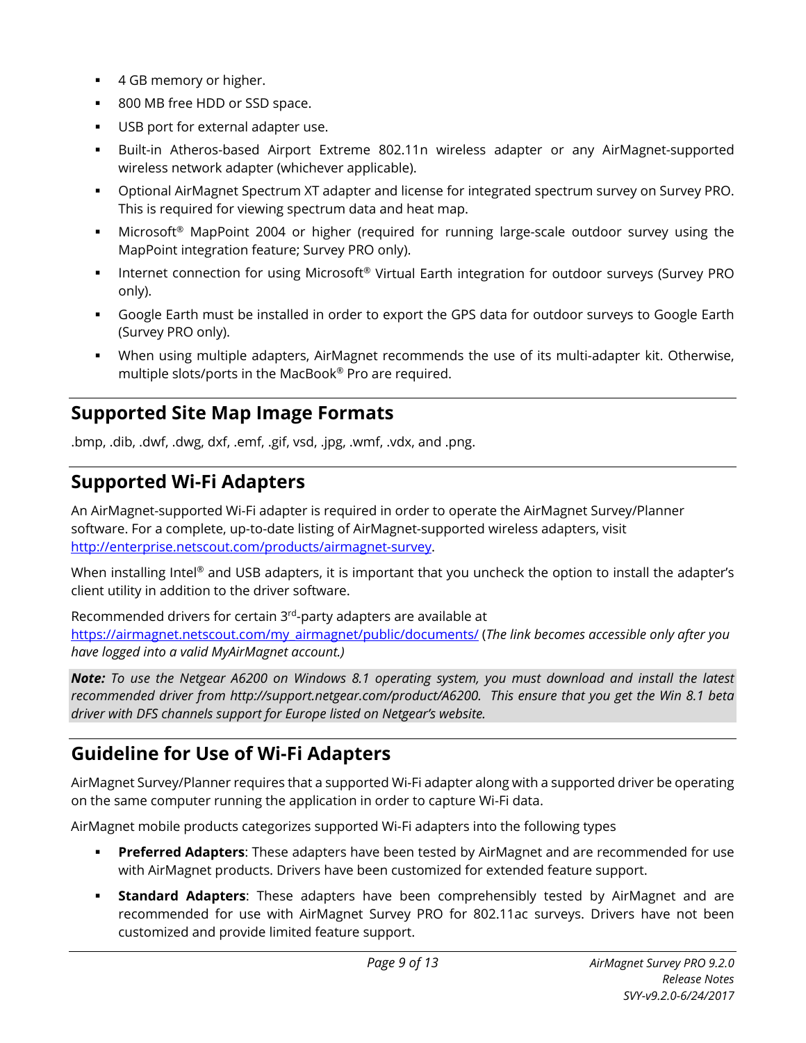- 4 GB memory or higher.
- 800 MB free HDD or SSD space.
- USB port for external adapter use.
- Built-in Atheros-based Airport Extreme 802.11n wireless adapter or any AirMagnet-supported wireless network adapter (whichever applicable).
- Optional AirMagnet Spectrum XT adapter and license for integrated spectrum survey on Survey PRO. This is required for viewing spectrum data and heat map.
- Microsoft® MapPoint 2004 or higher (required for running large-scale outdoor survey using the MapPoint integration feature; Survey PRO only).
- Internet connection for using Microsoft® Virtual Earth integration for outdoor surveys (Survey PRO only).
- Google Earth must be installed in order to export the GPS data for outdoor surveys to Google Earth (Survey PRO only).
- When using multiple adapters, AirMagnet recommends the use of its multi-adapter kit. Otherwise, multiple slots/ports in the MacBook® Pro are required.

## Supported Site Map Image Formats

.bmp, .dib, .dwf, .dwg, dxf, .emf, .gif, vsd, .jpg, .wmf, .vdx, and .png.

## Supported Wi-Fi Adapters

An AirMagnet-supported Wi-Fi adapter is required in order to operate the AirMagnet Survey/Planner software. For a complete, up-to-date listing of AirMagnet-supported wireless adapters, visit http://enterprise.netscout.com/products/airmagnet-survey.

When installing Intel® and USB adapters, it is important that you uncheck the option to install the adapter's client utility in addition to the driver software.

Recommended drivers for certain 3rd-party adapters are available at https://airmagnet.netscout.com/my_airmagnet/public/documents/ (*The link becomes accessible only after you have logged into a valid MyAirMagnet account.)*

***Note:*** *To use the Netgear A6200 on Windows 8.1 operating system, you must download and install the latest recommended driver from http://support.netgear.com/product/A6200. This ensure that you get the Win 8.1 beta driver with DFS channels support for Europe listed on Netgear's website.*

## Guideline for Use of Wi-Fi Adapters

AirMagnet Survey/Planner requires that a supported Wi-Fi adapter along with a supported driver be operating on the same computer running the application in order to capture Wi-Fi data.

AirMagnet mobile products categorizes supported Wi-Fi adapters into the following types

- **Preferred Adapters**: These adapters have been tested by AirMagnet and are recommended for use with AirMagnet products. Drivers have been customized for extended feature support.
- **Standard Adapters**: These adapters have been comprehensibly tested by AirMagnet and are recommended for use with AirMagnet Survey PRO for 802.11ac surveys. Drivers have not been customized and provide limited feature support.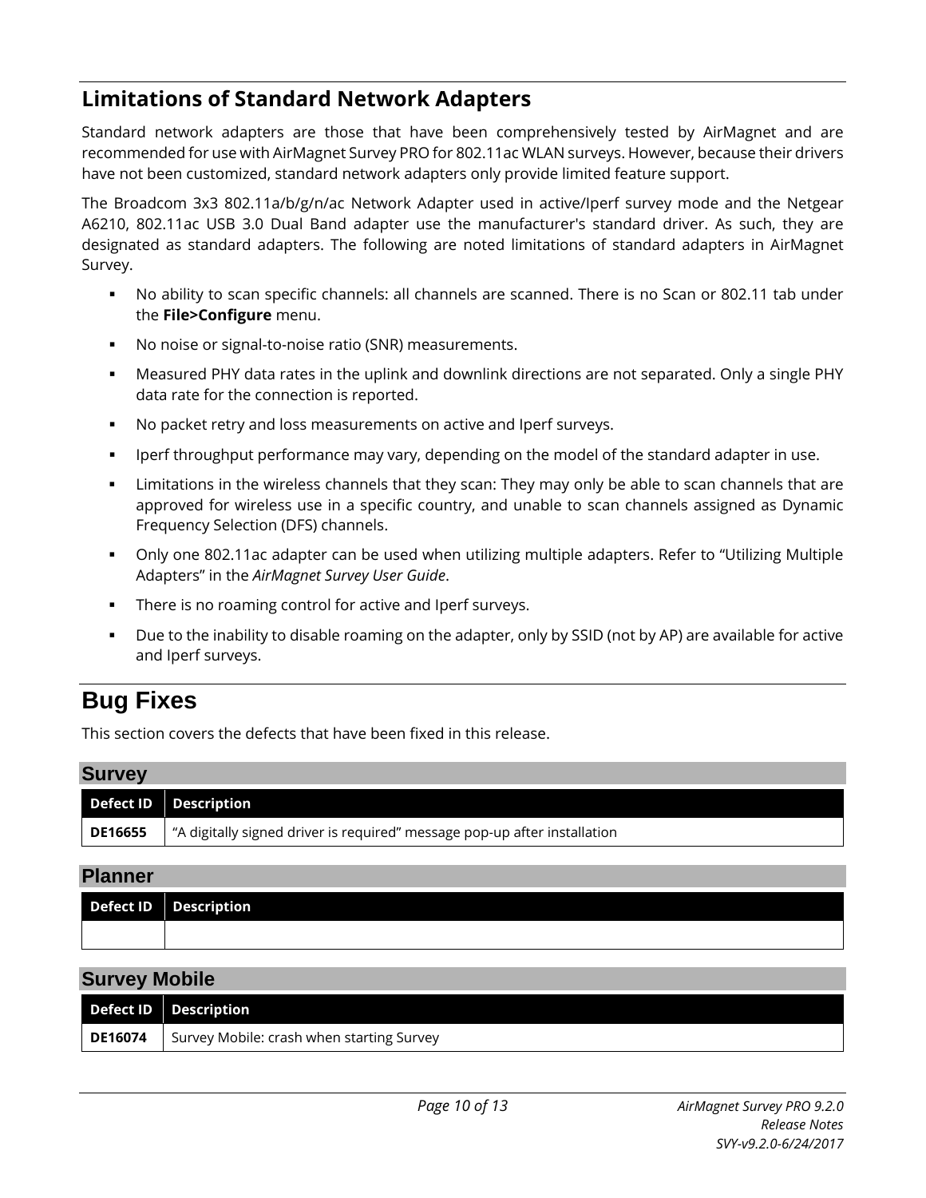## Limitations of Standard Network Adapters

Standard network adapters are those that have been comprehensively tested by AirMagnet and are recommended for use with AirMagnet Survey PRO for 802.11ac WLAN surveys. However, because their drivers have not been customized, standard network adapters only provide limited feature support.

The Broadcom 3x3 802.11a/b/g/n/ac Network Adapter used in active/Iperf survey mode and the Netgear A6210, 802.11ac USB 3.0 Dual Band adapter use the manufacturer's standard driver. As such, they are designated as standard adapters. The following are noted limitations of standard adapters in AirMagnet Survey.

- No ability to scan specific channels: all channels are scanned. There is no Scan or 802.11 tab under the **File>Configure** menu.
- No noise or signal-to-noise ratio (SNR) measurements.
- Measured PHY data rates in the uplink and downlink directions are not separated. Only a single PHY data rate for the connection is reported.
- No packet retry and loss measurements on active and Iperf surveys.
- Iperf throughput performance may vary, depending on the model of the standard adapter in use.
- Limitations in the wireless channels that they scan: They may only be able to scan channels that are approved for wireless use in a specific country, and unable to scan channels assigned as Dynamic Frequency Selection (DFS) channels.
- Only one 802.11ac adapter can be used when utilizing multiple adapters. Refer to “Utilizing Multiple Adapters” in the *AirMagnet Survey User Guide*.
- There is no roaming control for active and Iperf surveys.
- Due to the inability to disable roaming on the adapter, only by SSID (not by AP) are available for active and Iperf surveys.

# Bug Fixes

This section covers the defects that have been fixed in this release.

### Survey

| Defect ID | Description |
|---|---|
| **DE16655** | “A digitally signed driver is required” message pop-up after installation |

### Planner

| Defect ID | Description |
|---|---|
| | |

### Survey Mobile

| Defect ID | Description |
|---|---|
| **DE16074** | Survey Mobile: crash when starting Survey |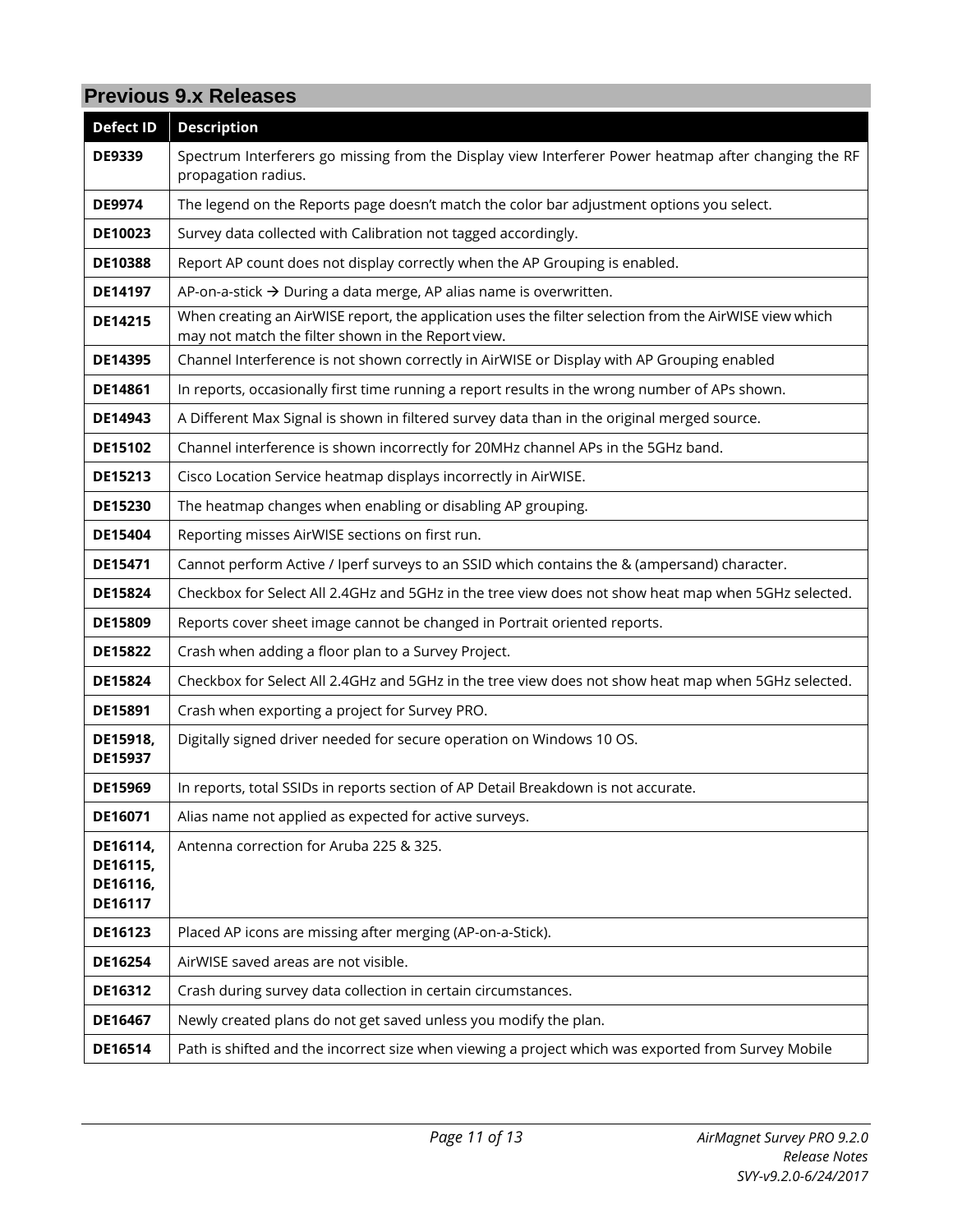## Previous 9.x Releases

| Defect ID | Description |
|---|---|
| **DE9339** | Spectrum Interferers go missing from the Display view Interferer Power heatmap after changing the RF propagation radius. |
| **DE9974** | The legend on the Reports page doesn't match the color bar adjustment options you select. |
| **DE10023** | Survey data collected with Calibration not tagged accordingly. |
| **DE10388** | Report AP count does not display correctly when the AP Grouping is enabled. |
| **DE14197** | AP-on-a-stick → During a data merge, AP alias name is overwritten. |
| **DE14215** | When creating an AirWISE report, the application uses the filter selection from the AirWISE view which may not match the filter shown in the Report view. |
| **DE14395** | Channel Interference is not shown correctly in AirWISE or Display with AP Grouping enabled |
| **DE14861** | In reports, occasionally first time running a report results in the wrong number of APs shown. |
| **DE14943** | A Different Max Signal is shown in filtered survey data than in the original merged source. |
| **DE15102** | Channel interference is shown incorrectly for 20MHz channel APs in the 5GHz band. |
| **DE15213** | Cisco Location Service heatmap displays incorrectly in AirWISE. |
| **DE15230** | The heatmap changes when enabling or disabling AP grouping. |
| **DE15404** | Reporting misses AirWISE sections on first run. |
| **DE15471** | Cannot perform Active / Iperf surveys to an SSID which contains the & (ampersand) character. |
| **DE15824** | Checkbox for Select All 2.4GHz and 5GHz in the tree view does not show heat map when 5GHz selected. |
| **DE15809** | Reports cover sheet image cannot be changed in Portrait oriented reports. |
| **DE15822** | Crash when adding a floor plan to a Survey Project. |
| **DE15824** | Checkbox for Select All 2.4GHz and 5GHz in the tree view does not show heat map when 5GHz selected. |
| **DE15891** | Crash when exporting a project for Survey PRO. |
| **DE15918, DE15937** | Digitally signed driver needed for secure operation on Windows 10 OS. |
| **DE15969** | In reports, total SSIDs in reports section of AP Detail Breakdown is not accurate. |
| **DE16071** | Alias name not applied as expected for active surveys. |
| **DE16114, DE16115, DE16116, DE16117** | Antenna correction for Aruba 225 & 325. |
| **DE16123** | Placed AP icons are missing after merging (AP-on-a-Stick). |
| **DE16254** | AirWISE saved areas are not visible. |
| **DE16312** | Crash during survey data collection in certain circumstances. |
| **DE16467** | Newly created plans do not get saved unless you modify the plan. |
| **DE16514** | Path is shifted and the incorrect size when viewing a project which was exported from Survey Mobile |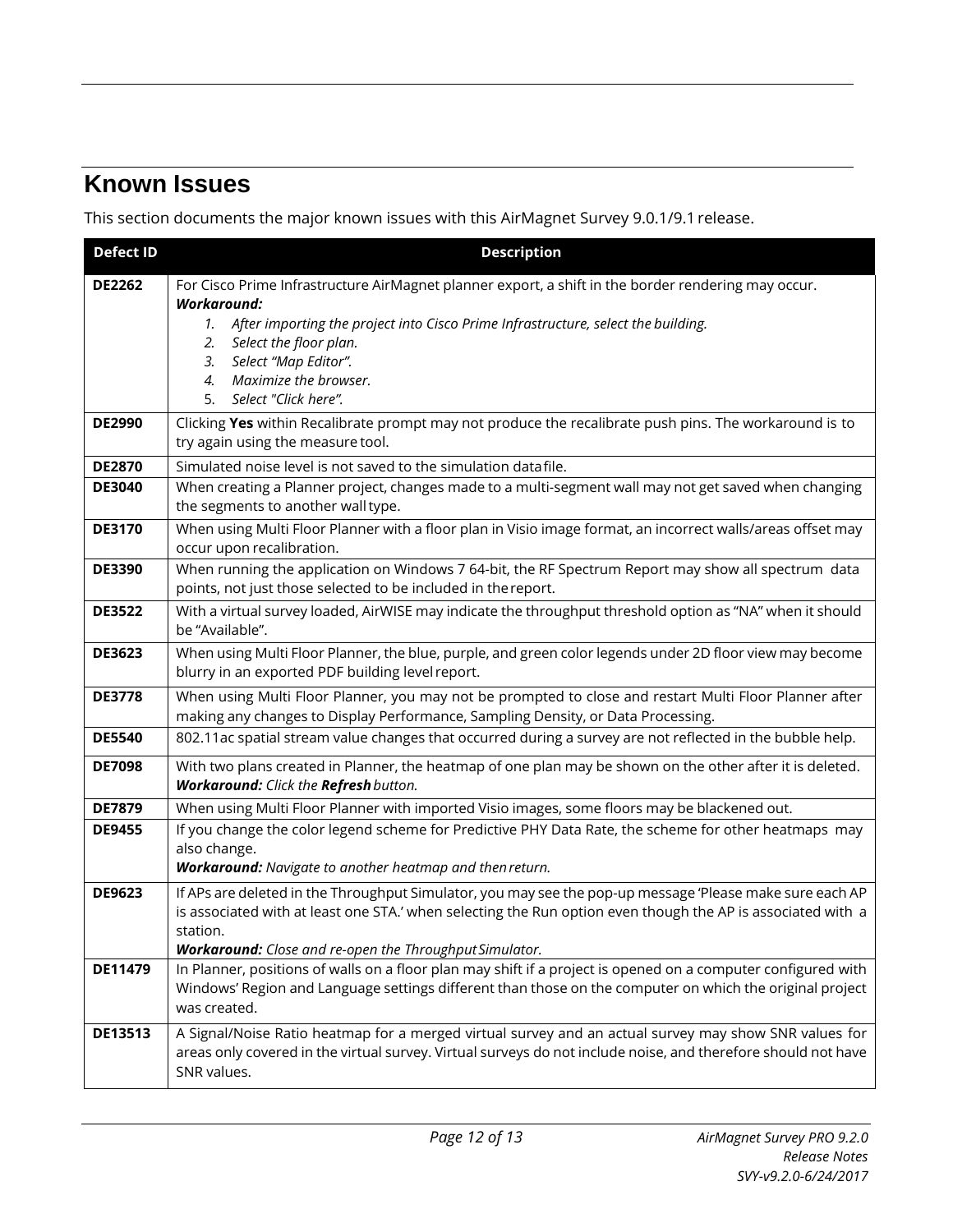## Known Issues

This section documents the major known issues with this AirMagnet Survey 9.0.1/9.1 release.

| Defect ID | Description |
|---|---|
| **DE2262** | For Cisco Prime Infrastructure AirMagnet planner export, a shift in the border rendering may occur.<br>***Workaround:***<br>1. *After importing the project into Cisco Prime Infrastructure, select the building.*<br>2. *Select the floor plan.*<br>3. *Select "Map Editor".*<br>4. *Maximize the browser.*<br>5. *Select "Click here".* |
| **DE2990** | Clicking **Yes** within Recalibrate prompt may not produce the recalibrate push pins. The workaround is to try again using the measure tool. |
| **DE2870** | Simulated noise level is not saved to the simulation data file. |
| **DE3040** | When creating a Planner project, changes made to a multi-segment wall may not get saved when changing the segments to another wall type. |
| **DE3170** | When using Multi Floor Planner with a floor plan in Visio image format, an incorrect walls/areas offset may occur upon recalibration. |
| **DE3390** | When running the application on Windows 7 64-bit, the RF Spectrum Report may show all spectrum data points, not just those selected to be included in the report. |
| **DE3522** | With a virtual survey loaded, AirWISE may indicate the throughput threshold option as "NA" when it should be "Available". |
| **DE3623** | When using Multi Floor Planner, the blue, purple, and green color legends under 2D floor view may become blurry in an exported PDF building level report. |
| **DE3778** | When using Multi Floor Planner, you may not be prompted to close and restart Multi Floor Planner after making any changes to Display Performance, Sampling Density, or Data Processing. |
| **DE5540** | 802.11ac spatial stream value changes that occurred during a survey are not reflected in the bubble help. |
| **DE7098** | With two plans created in Planner, the heatmap of one plan may be shown on the other after it is deleted.<br>***Workaround:*** *Click the* ***Refresh*** *button.* |
| **DE7879** | When using Multi Floor Planner with imported Visio images, some floors may be blackened out. |
| **DE9455** | If you change the color legend scheme for Predictive PHY Data Rate, the scheme for other heatmaps may also change.<br>***Workaround:*** *Navigate to another heatmap and then return.* |
| **DE9623** | If APs are deleted in the Throughput Simulator, you may see the pop-up message 'Please make sure each AP is associated with at least one STA.' when selecting the Run option even though the AP is associated with a station.<br>***Workaround:*** *Close and re-open the Throughput Simulator.* |
| **DE11479** | In Planner, positions of walls on a floor plan may shift if a project is opened on a computer configured with Windows' Region and Language settings different than those on the computer on which the original project was created. |
| **DE13513** | A Signal/Noise Ratio heatmap for a merged virtual survey and an actual survey may show SNR values for areas only covered in the virtual survey. Virtual surveys do not include noise, and therefore should not have SNR values. |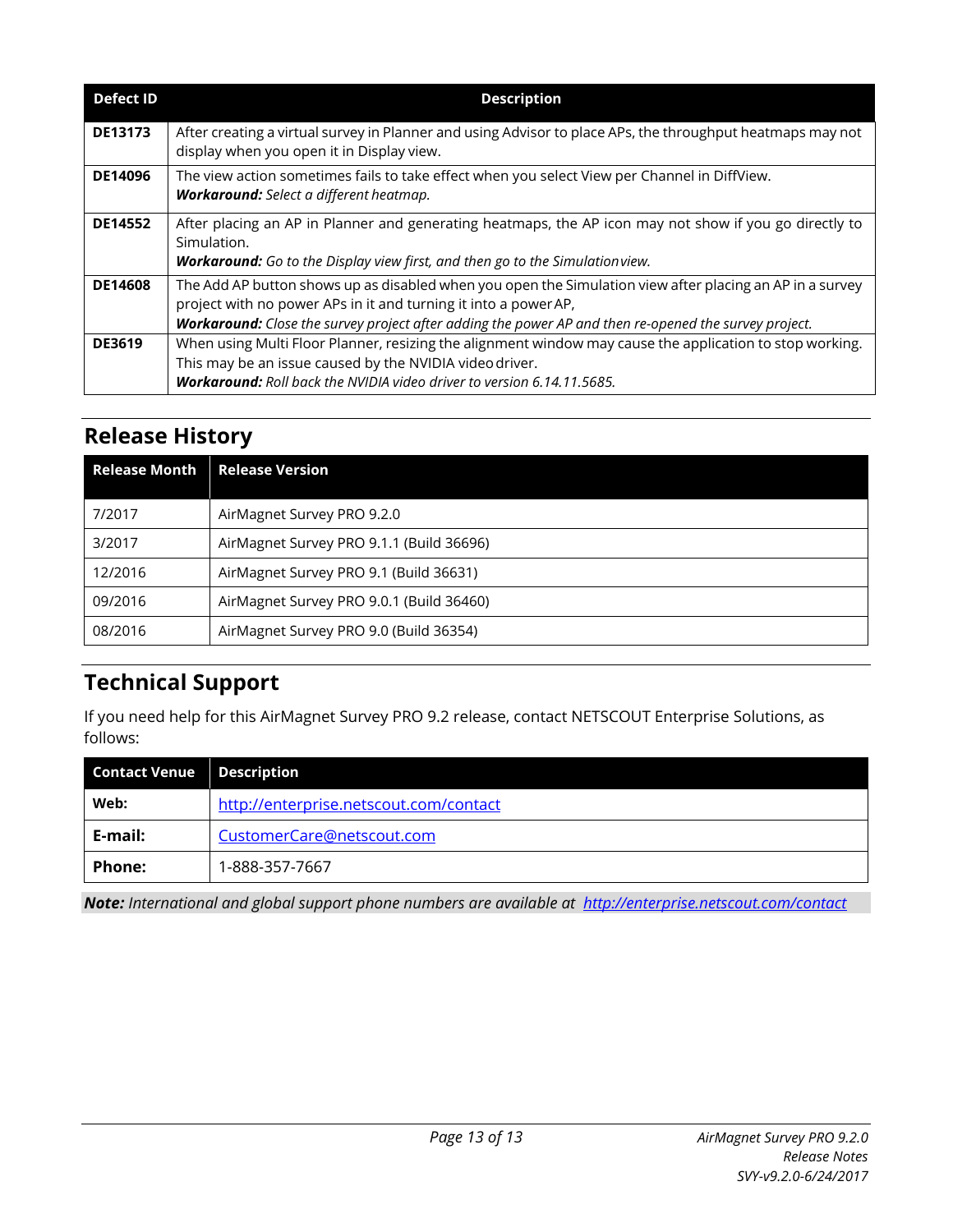| Defect ID | Description |
| --- | --- |
| **DE13173** | After creating a virtual survey in Planner and using Advisor to place APs, the throughput heatmaps may not display when you open it in Display view. |
| **DE14096** | The view action sometimes fails to take effect when you select View per Channel in DiffView.<br>***Workaround:*** *Select a different heatmap.* |
| **DE14552** | After placing an AP in Planner and generating heatmaps, the AP icon may not show if you go directly to Simulation.<br>***Workaround:*** *Go to the Display view first, and then go to the Simulation view.* |
| **DE14608** | The Add AP button shows up as disabled when you open the Simulation view after placing an AP in a survey project with no power APs in it and turning it into a power AP,<br>***Workaround:*** *Close the survey project after adding the power AP and then re-opened the survey project.* |
| **DE3619** | When using Multi Floor Planner, resizing the alignment window may cause the application to stop working. This may be an issue caused by the NVIDIA video driver.<br>***Workaround:*** *Roll back the NVIDIA video driver to version 6.14.11.5685.* |

## Release History

| Release Month | Release Version |
| --- | --- |
| 7/2017 | AirMagnet Survey PRO 9.2.0 |
| 3/2017 | AirMagnet Survey PRO 9.1.1 (Build 36696) |
| 12/2016 | AirMagnet Survey PRO 9.1 (Build 36631) |
| 09/2016 | AirMagnet Survey PRO 9.0.1 (Build 36460) |
| 08/2016 | AirMagnet Survey PRO 9.0 (Build 36354) |

## Technical Support

If you need help for this AirMagnet Survey PRO 9.2 release, contact NETSCOUT Enterprise Solutions, as follows:

| Contact Venue | Description |
| --- | --- |
| **Web:** | http://enterprise.netscout.com/contact |
| **E-mail:** | CustomerCare@netscout.com |
| **Phone:** | 1-888-357-7667 |

***Note:*** *International and global support phone numbers are available at http://enterprise.netscout.com/contact*